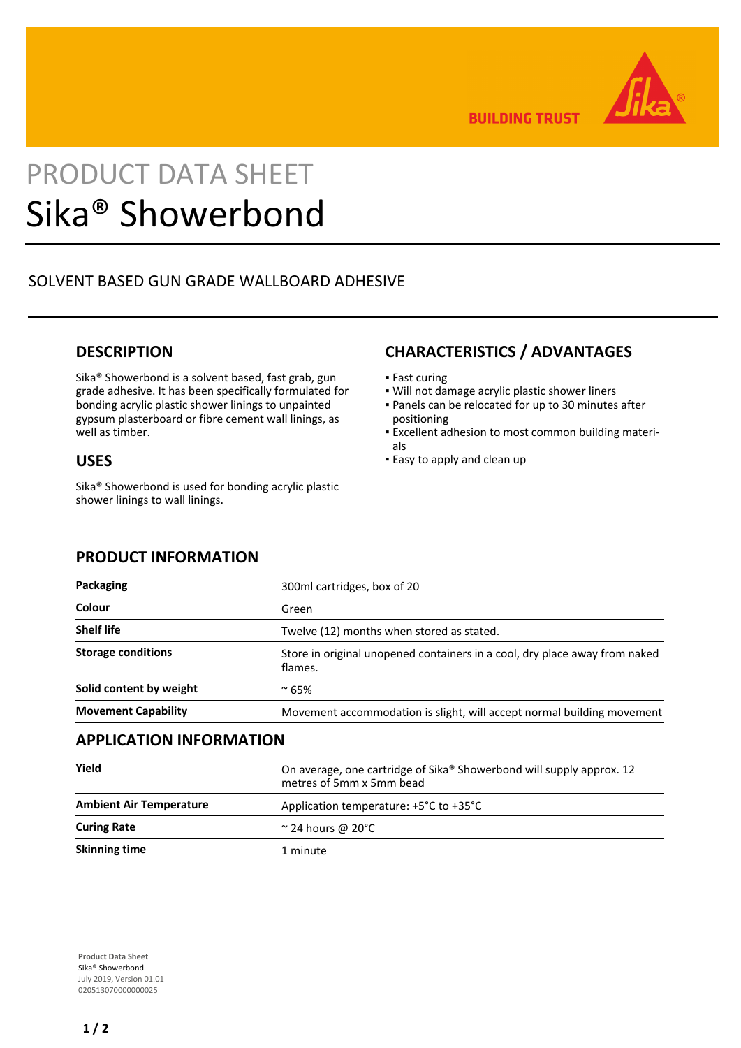PRODUCT DATA SHEET

# Sika® Showerbond

SOLVENT BASED GUN GRADE WALLBOARD ADHESIVE

## DESCRIPTION

Sika® Showerbond is a solvent based, fast grab, gun grade adhesive. It has been specifically formulated for bonding acrylic plastic shower linings to unpainted gypsum plasterboard or fibre cement wall linings, as well as timber.

## USES

Sika® Showerbond is used for bonding acrylic plastic shower linings to wall linings.

## CHARACTERISTICS / ADVANTAGES

- Fast curing
- Will not damage acrylic plastic shower liners
- Panels can be relocated for up to 30 minutes after positioning
- Excellent adhesion to most common building materials
- Easy to apply and clean up

## PRODUCT INFORMATION

| | |
|---|---|
| **Packaging** | 300ml cartridges, box of 20 |
| **Colour** | Green |
| **Shelf life** | Twelve (12) months when stored as stated. |
| **Storage conditions** | Store in original unopened containers in a cool, dry place away from naked flames. |
| **Solid content by weight** | ~ 65% |
| **Movement Capability** | Movement accommodation is slight, will accept normal building movement |

## APPLICATION INFORMATION

| | |
|---|---|
| **Yield** | On average, one cartridge of Sika® Showerbond will supply approx. 12 metres of 5mm x 5mm bead |
| **Ambient Air Temperature** | Application temperature: +5°C to +35°C |
| **Curing Rate** | ~ 24 hours @ 20°C |
| **Skinning time** | 1 minute |

**Product Data Sheet**
Sika® Showerbond
July 2019, Version 01.01
020513070000000025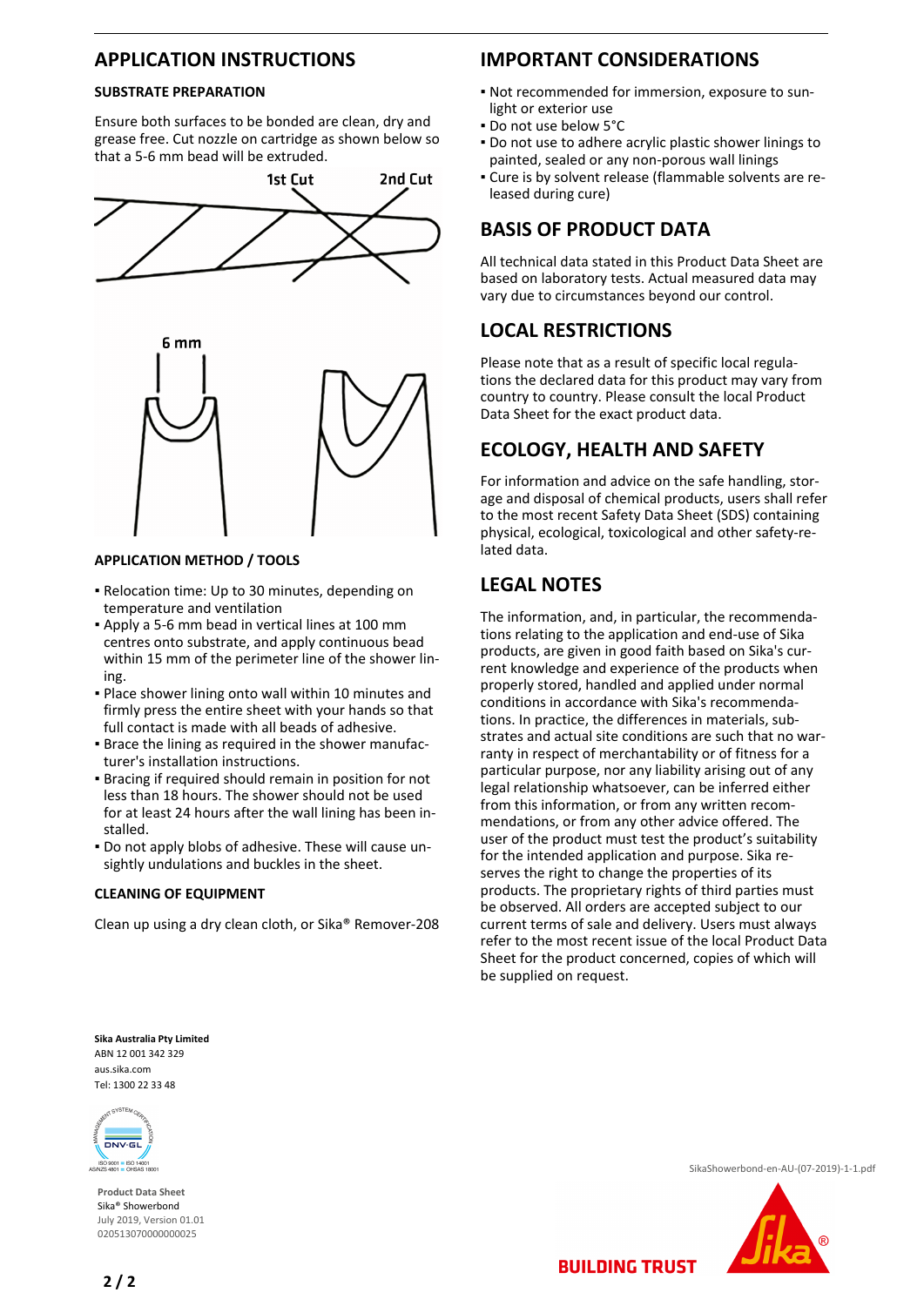## APPLICATION INSTRUCTIONS

### SUBSTRATE PREPARATION

Ensure both surfaces to be bonded are clean, dry and grease free. Cut nozzle on cartridge as shown below so that a 5-6 mm bead will be extruded.

1st Cut
2nd Cut
6 mm

### APPLICATION METHOD / TOOLS

- Relocation time: Up to 30 minutes, depending on temperature and ventilation
- Apply a 5-6 mm bead in vertical lines at 100 mm centres onto substrate, and apply continuous bead within 15 mm of the perimeter line of the shower lining.
- Place shower lining onto wall within 10 minutes and firmly press the entire sheet with your hands so that full contact is made with all beads of adhesive.
- Brace the lining as required in the shower manufacturer's installation instructions.
- Bracing if required should remain in position for not less than 18 hours. The shower should not be used for at least 24 hours after the wall lining has been installed.
- Do not apply blobs of adhesive. These will cause unsightly undulations and buckles in the sheet.

### CLEANING OF EQUIPMENT

Clean up using a dry clean cloth, or Sika® Remover-208

## IMPORTANT CONSIDERATIONS

- Not recommended for immersion, exposure to sunlight or exterior use
- Do not use below 5°C
- Do not use to adhere acrylic plastic shower linings to painted, sealed or any non-porous wall linings
- Cure is by solvent release (flammable solvents are released during cure)

## BASIS OF PRODUCT DATA

All technical data stated in this Product Data Sheet are based on laboratory tests. Actual measured data may vary due to circumstances beyond our control.

## LOCAL RESTRICTIONS

Please note that as a result of specific local regulations the declared data for this product may vary from country to country. Please consult the local Product Data Sheet for the exact product data.

## ECOLOGY, HEALTH AND SAFETY

For information and advice on the safe handling, storage and disposal of chemical products, users shall refer to the most recent Safety Data Sheet (SDS) containing physical, ecological, toxicological and other safety-related data.

## LEGAL NOTES

The information, and, in particular, the recommendations relating to the application and end-use of Sika products, are given in good faith based on Sika's current knowledge and experience of the products when properly stored, handled and applied under normal conditions in accordance with Sika's recommendations. In practice, the differences in materials, substrates and actual site conditions are such that no warranty in respect of merchantability or of fitness for a particular purpose, nor any liability arising out of any legal relationship whatsoever, can be inferred either from this information, or from any written recommendations, or from any other advice offered. The user of the product must test the product's suitability for the intended application and purpose. Sika reserves the right to change the properties of its products. The proprietary rights of third parties must be observed. All orders are accepted subject to our current terms of sale and delivery. Users must always refer to the most recent issue of the local Product Data Sheet for the product concerned, copies of which will be supplied on request.

**Sika Australia Pty Limited**
ABN 12 001 342 329
aus.sika.com
Tel: 1300 22 33 48

**Product Data Sheet**
Sika® Showerbond
July 2019, Version 01.01
020513070000000025

SikaShowerbond-en-AU-(07-2019)-1-1.pdf

BUILDING TRUST